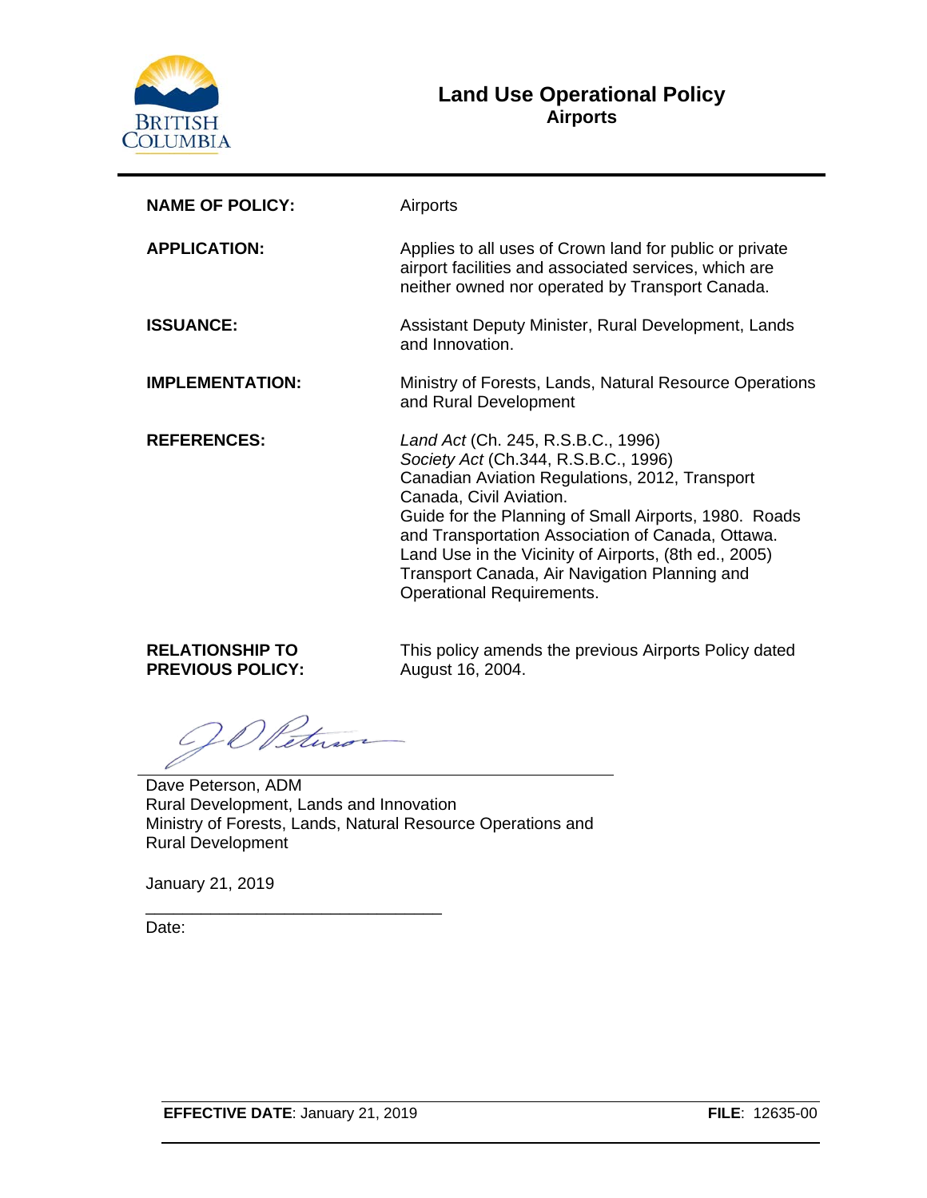# Land Use Operational Policy
## Airports

| | |
|---|---|
| **NAME OF POLICY:** | Airports |
| **APPLICATION:** | Applies to all uses of Crown land for public or private airport facilities and associated services, which are neither owned nor operated by Transport Canada. |
| **ISSUANCE:** | Assistant Deputy Minister, Rural Development, Lands and Innovation. |
| **IMPLEMENTATION:** | Ministry of Forests, Lands, Natural Resource Operations and Rural Development |
| **REFERENCES:** | *Land Act* (Ch. 245, R.S.B.C., 1996)<br>*Society Act* (Ch.344, R.S.B.C., 1996)<br>Canadian Aviation Regulations, 2012, Transport Canada, Civil Aviation.<br>Guide for the Planning of Small Airports, 1980. Roads and Transportation Association of Canada, Ottawa.<br>Land Use in the Vicinity of Airports, (8th ed., 2005) Transport Canada, Air Navigation Planning and Operational Requirements. |
| **RELATIONSHIP TO PREVIOUS POLICY:** | This policy amends the previous Airports Policy dated August 16, 2004. |

Dave Peterson, ADM
Rural Development, Lands and Innovation
Ministry of Forests, Lands, Natural Resource Operations and Rural Development

January 21, 2019

Date:

**EFFECTIVE DATE**: January 21, 2019 **FILE**: 12635-00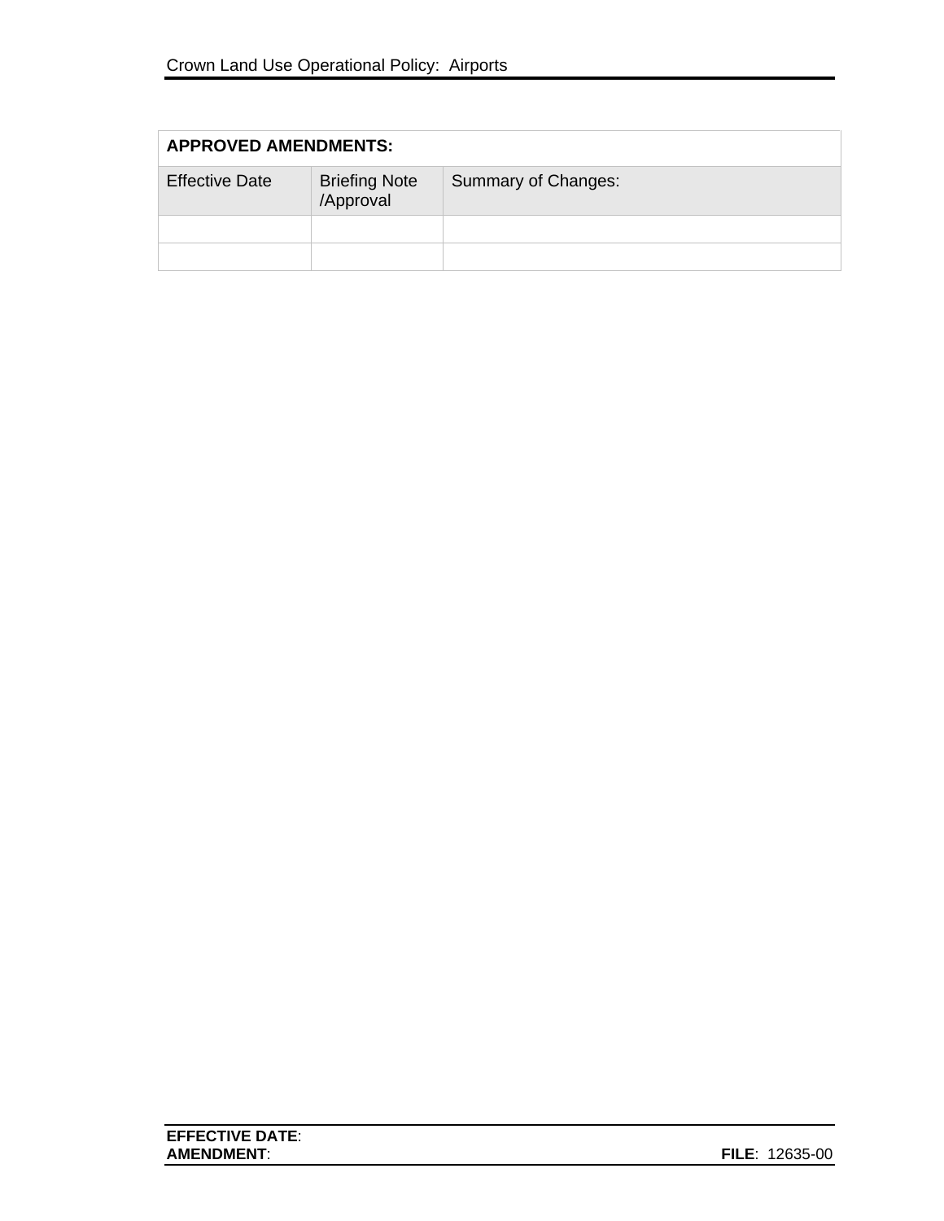| APPROVED AMENDMENTS: | | |
|---|---|---|
| Effective Date | Briefing Note /Approval | Summary of Changes: |
| | | |
| | | |

**EFFECTIVE DATE**:
**AMENDMENT**:
**FILE**: 12635-00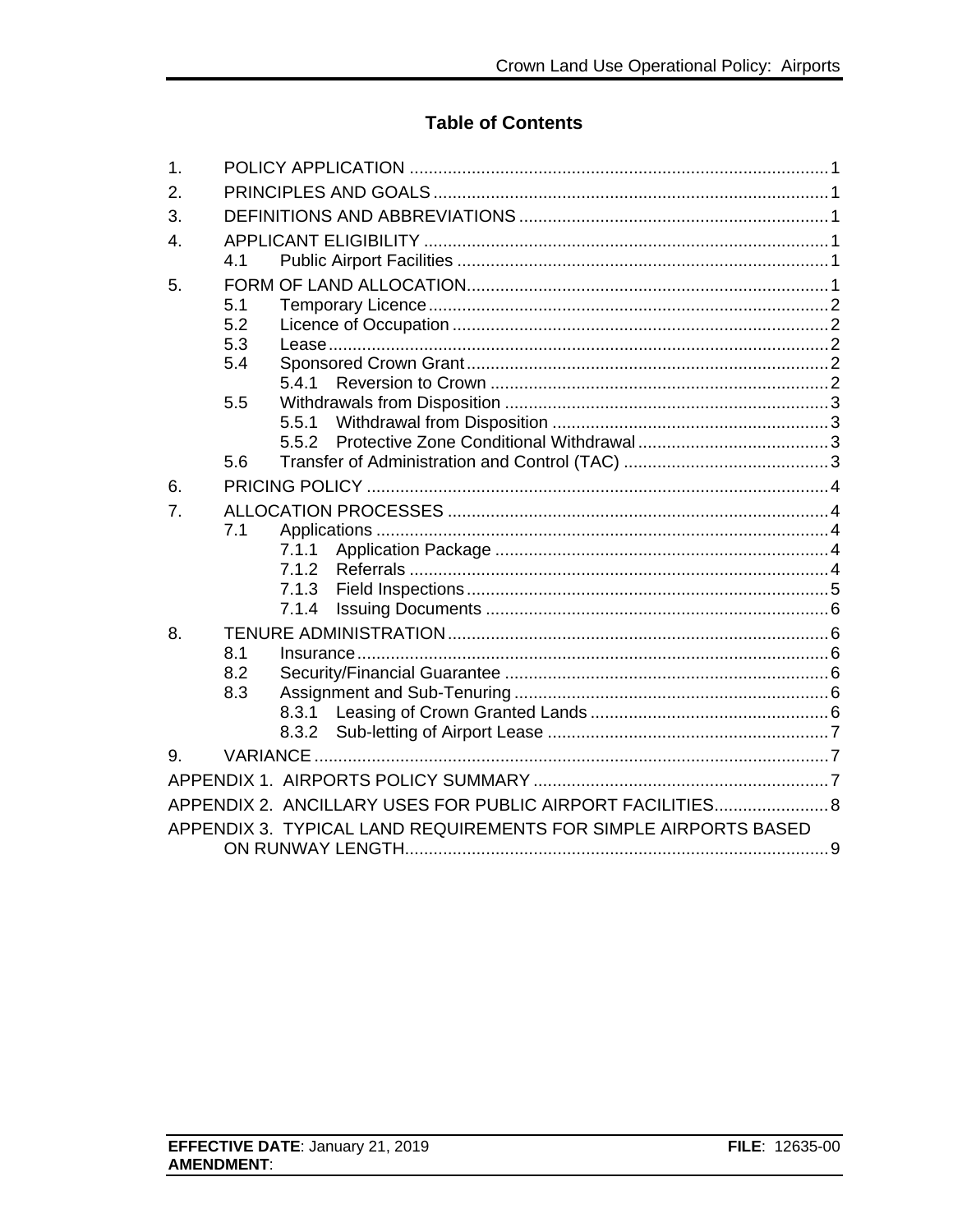## Table of Contents

1. POLICY APPLICATION ........................................................................................ 1
2. PRINCIPLES AND GOALS ................................................................................... 1
3. DEFINITIONS AND ABBREVIATIONS ................................................................. 1
4. APPLICANT ELIGIBILITY ..................................................................................... 1
   - 4.1 Public Airport Facilities .............................................................................. 1
5. FORM OF LAND ALLOCATION............................................................................ 1
   - 5.1 Temporary Licence .................................................................................... 2
   - 5.2 Licence of Occupation ............................................................................... 2
   - 5.3 Lease ......................................................................................................... 2
   - 5.4 Sponsored Crown Grant ............................................................................ 2
     - 5.4.1 Reversion to Crown ....................................................................... 2
   - 5.5 Withdrawals from Disposition .................................................................... 3
     - 5.5.1 Withdrawal from Disposition .......................................................... 3
     - 5.5.2 Protective Zone Conditional Withdrawal ......................................... 3
   - 5.6 Transfer of Administration and Control (TAC) ........................................... 3
6. PRICING POLICY ................................................................................................. 4
7. ALLOCATION PROCESSES ................................................................................ 4
   - 7.1 Applications ............................................................................................... 4
     - 7.1.1 Application Package ...................................................................... 4
     - 7.1.2 Referrals ........................................................................................ 4
     - 7.1.3 Field Inspections ............................................................................ 5
     - 7.1.4 Issuing Documents ........................................................................ 6
8. TENURE ADMINISTRATION ................................................................................ 6
   - 8.1 Insurance ................................................................................................... 6
   - 8.2 Security/Financial Guarantee .................................................................... 6
   - 8.3 Assignment and Sub-Tenuring .................................................................. 6
     - 8.3.1 Leasing of Crown Granted Lands .................................................. 6
     - 8.3.2 Sub-letting of Airport Lease ........................................................... 7
9. VARIANCE ............................................................................................................ 7

APPENDIX 1. AIRPORTS POLICY SUMMARY .............................................................. 7

APPENDIX 2. ANCILLARY USES FOR PUBLIC AIRPORT FACILITIES ......................... 8

APPENDIX 3. TYPICAL LAND REQUIREMENTS FOR SIMPLE AIRPORTS BASED ON RUNWAY LENGTH ......................................................................................... 9

**EFFECTIVE DATE**: January 21, 2019 **FILE**: 12635-00
**AMENDMENT**: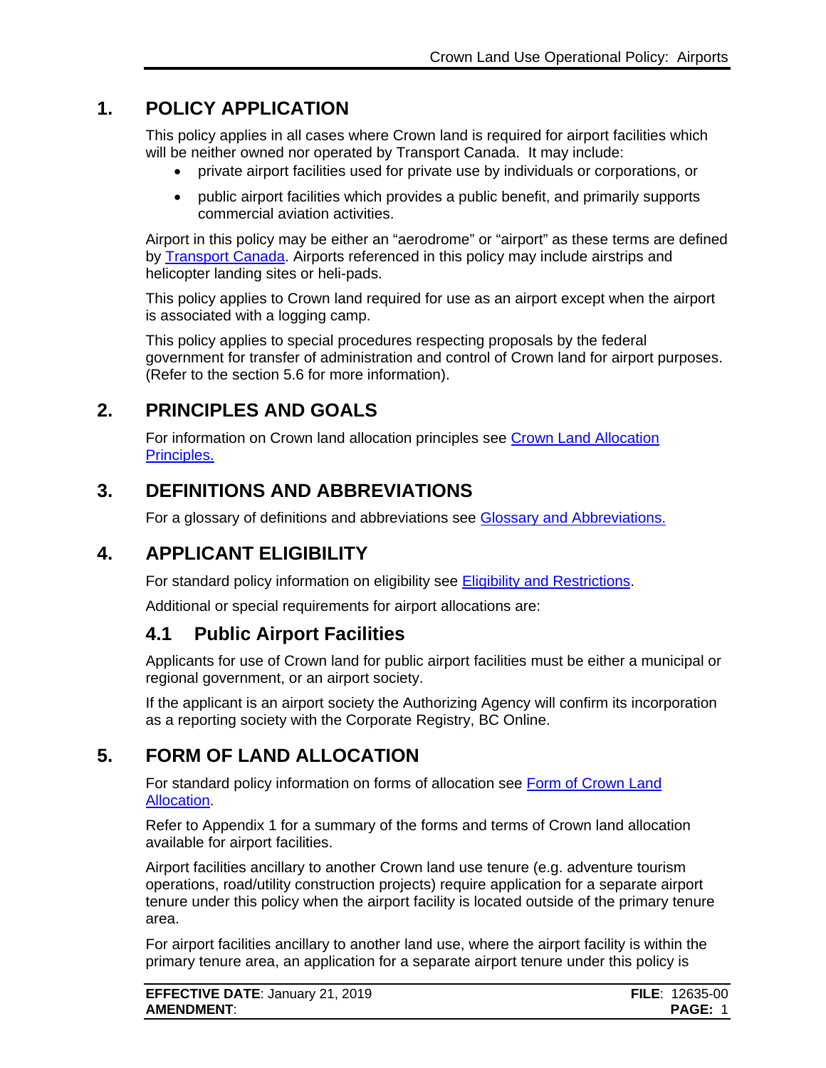## 1. POLICY APPLICATION

This policy applies in all cases where Crown land is required for airport facilities which will be neither owned nor operated by Transport Canada. It may include:

- private airport facilities used for private use by individuals or corporations, or
- public airport facilities which provides a public benefit, and primarily supports commercial aviation activities.

Airport in this policy may be either an "aerodrome" or "airport" as these terms are defined by Transport Canada. Airports referenced in this policy may include airstrips and helicopter landing sites or heli-pads.

This policy applies to Crown land required for use as an airport except when the airport is associated with a logging camp.

This policy applies to special procedures respecting proposals by the federal government for transfer of administration and control of Crown land for airport purposes. (Refer to the section 5.6 for more information).

## 2. PRINCIPLES AND GOALS

For information on Crown land allocation principles see Crown Land Allocation Principles.

## 3. DEFINITIONS AND ABBREVIATIONS

For a glossary of definitions and abbreviations see Glossary and Abbreviations.

## 4. APPLICANT ELIGIBILITY

For standard policy information on eligibility see Eligibility and Restrictions.

Additional or special requirements for airport allocations are:

### 4.1 Public Airport Facilities

Applicants for use of Crown land for public airport facilities must be either a municipal or regional government, or an airport society.

If the applicant is an airport society the Authorizing Agency will confirm its incorporation as a reporting society with the Corporate Registry, BC Online.

## 5. FORM OF LAND ALLOCATION

For standard policy information on forms of allocation see Form of Crown Land Allocation.

Refer to Appendix 1 for a summary of the forms and terms of Crown land allocation available for airport facilities.

Airport facilities ancillary to another Crown land use tenure (e.g. adventure tourism operations, road/utility construction projects) require application for a separate airport tenure under this policy when the airport facility is located outside of the primary tenure area.

For airport facilities ancillary to another land use, where the airport facility is within the primary tenure area, an application for a separate airport tenure under this policy is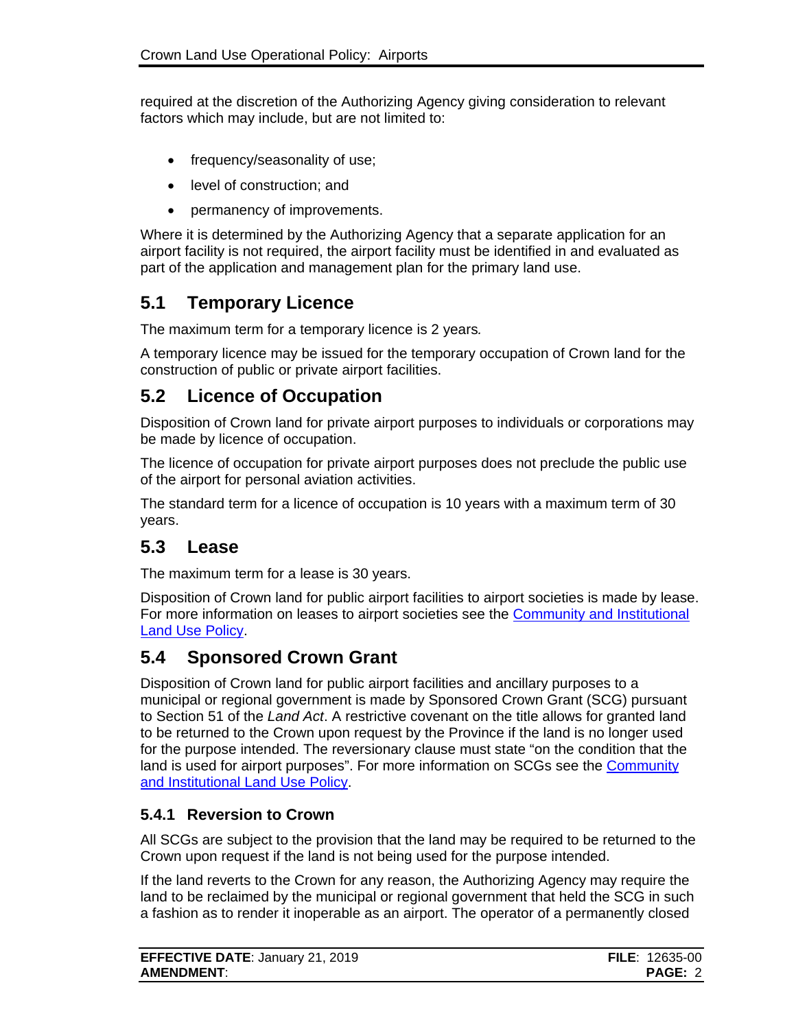required at the discretion of the Authorizing Agency giving consideration to relevant factors which may include, but are not limited to:

- frequency/seasonality of use;
- level of construction; and
- permanency of improvements.

Where it is determined by the Authorizing Agency that a separate application for an airport facility is not required, the airport facility must be identified in and evaluated as part of the application and management plan for the primary land use.

## 5.1 Temporary Licence

The maximum term for a temporary licence is 2 years.

A temporary licence may be issued for the temporary occupation of Crown land for the construction of public or private airport facilities.

## 5.2 Licence of Occupation

Disposition of Crown land for private airport purposes to individuals or corporations may be made by licence of occupation.

The licence of occupation for private airport purposes does not preclude the public use of the airport for personal aviation activities.

The standard term for a licence of occupation is 10 years with a maximum term of 30 years.

## 5.3 Lease

The maximum term for a lease is 30 years.

Disposition of Crown land for public airport facilities to airport societies is made by lease. For more information on leases to airport societies see the Community and Institutional Land Use Policy.

## 5.4 Sponsored Crown Grant

Disposition of Crown land for public airport facilities and ancillary purposes to a municipal or regional government is made by Sponsored Crown Grant (SCG) pursuant to Section 51 of the *Land Act*. A restrictive covenant on the title allows for granted land to be returned to the Crown upon request by the Province if the land is no longer used for the purpose intended. The reversionary clause must state "on the condition that the land is used for airport purposes". For more information on SCGs see the Community and Institutional Land Use Policy.

### 5.4.1 Reversion to Crown

All SCGs are subject to the provision that the land may be required to be returned to the Crown upon request if the land is not being used for the purpose intended.

If the land reverts to the Crown for any reason, the Authorizing Agency may require the land to be reclaimed by the municipal or regional government that held the SCG in such a fashion as to render it inoperable as an airport. The operator of a permanently closed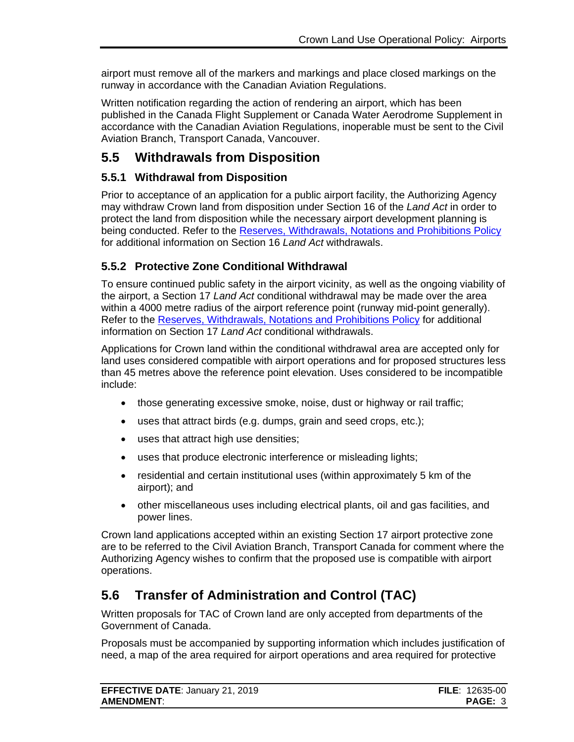airport must remove all of the markers and markings and place closed markings on the runway in accordance with the Canadian Aviation Regulations.

Written notification regarding the action of rendering an airport, which has been published in the Canada Flight Supplement or Canada Water Aerodrome Supplement in accordance with the Canadian Aviation Regulations, inoperable must be sent to the Civil Aviation Branch, Transport Canada, Vancouver.

## 5.5 Withdrawals from Disposition

### 5.5.1 Withdrawal from Disposition

Prior to acceptance of an application for a public airport facility, the Authorizing Agency may withdraw Crown land from disposition under Section 16 of the *Land Act* in order to protect the land from disposition while the necessary airport development planning is being conducted. Refer to the Reserves, Withdrawals, Notations and Prohibitions Policy for additional information on Section 16 *Land Act* withdrawals.

### 5.5.2 Protective Zone Conditional Withdrawal

To ensure continued public safety in the airport vicinity, as well as the ongoing viability of the airport, a Section 17 *Land Act* conditional withdrawal may be made over the area within a 4000 metre radius of the airport reference point (runway mid-point generally). Refer to the Reserves, Withdrawals, Notations and Prohibitions Policy for additional information on Section 17 *Land Act* conditional withdrawals.

Applications for Crown land within the conditional withdrawal area are accepted only for land uses considered compatible with airport operations and for proposed structures less than 45 metres above the reference point elevation. Uses considered to be incompatible include:

- those generating excessive smoke, noise, dust or highway or rail traffic;
- uses that attract birds (e.g. dumps, grain and seed crops, etc.);
- uses that attract high use densities;
- uses that produce electronic interference or misleading lights;
- residential and certain institutional uses (within approximately 5 km of the airport); and
- other miscellaneous uses including electrical plants, oil and gas facilities, and power lines.

Crown land applications accepted within an existing Section 17 airport protective zone are to be referred to the Civil Aviation Branch, Transport Canada for comment where the Authorizing Agency wishes to confirm that the proposed use is compatible with airport operations.

## 5.6 Transfer of Administration and Control (TAC)

Written proposals for TAC of Crown land are only accepted from departments of the Government of Canada.

Proposals must be accompanied by supporting information which includes justification of need, a map of the area required for airport operations and area required for protective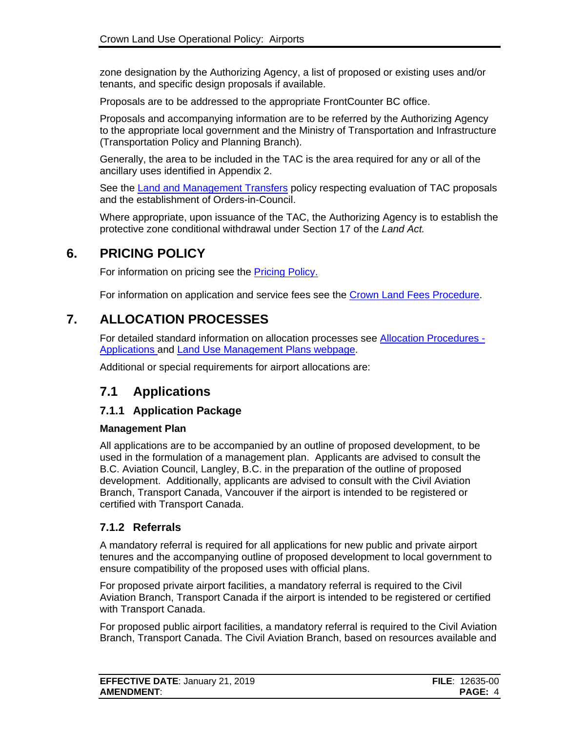zone designation by the Authorizing Agency, a list of proposed or existing uses and/or tenants, and specific design proposals if available.

Proposals are to be addressed to the appropriate FrontCounter BC office.

Proposals and accompanying information are to be referred by the Authorizing Agency to the appropriate local government and the Ministry of Transportation and Infrastructure (Transportation Policy and Planning Branch).

Generally, the area to be included in the TAC is the area required for any or all of the ancillary uses identified in Appendix 2.

See the Land and Management Transfers policy respecting evaluation of TAC proposals and the establishment of Orders-in-Council.

Where appropriate, upon issuance of the TAC, the Authorizing Agency is to establish the protective zone conditional withdrawal under Section 17 of the *Land Act.*

# 6. PRICING POLICY

For information on pricing see the Pricing Policy.

For information on application and service fees see the Crown Land Fees Procedure.

# 7. ALLOCATION PROCESSES

For detailed standard information on allocation processes see Allocation Procedures - Applications and Land Use Management Plans webpage.

Additional or special requirements for airport allocations are:

## 7.1 Applications

### 7.1.1 Application Package

**Management Plan**

All applications are to be accompanied by an outline of proposed development, to be used in the formulation of a management plan. Applicants are advised to consult the B.C. Aviation Council, Langley, B.C. in the preparation of the outline of proposed development. Additionally, applicants are advised to consult with the Civil Aviation Branch, Transport Canada, Vancouver if the airport is intended to be registered or certified with Transport Canada.

### 7.1.2 Referrals

A mandatory referral is required for all applications for new public and private airport tenures and the accompanying outline of proposed development to local government to ensure compatibility of the proposed uses with official plans.

For proposed private airport facilities, a mandatory referral is required to the Civil Aviation Branch, Transport Canada if the airport is intended to be registered or certified with Transport Canada.

For proposed public airport facilities, a mandatory referral is required to the Civil Aviation Branch, Transport Canada. The Civil Aviation Branch, based on resources available and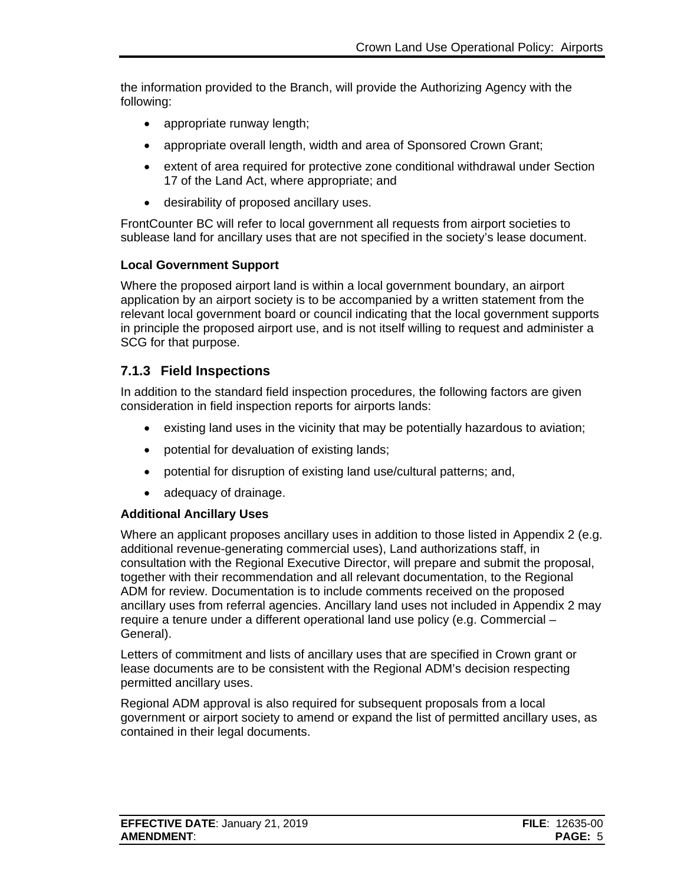the information provided to the Branch, will provide the Authorizing Agency with the following:

- appropriate runway length;
- appropriate overall length, width and area of Sponsored Crown Grant;
- extent of area required for protective zone conditional withdrawal under Section 17 of the Land Act, where appropriate; and
- desirability of proposed ancillary uses.

FrontCounter BC will refer to local government all requests from airport societies to sublease land for ancillary uses that are not specified in the society's lease document.

**Local Government Support**

Where the proposed airport land is within a local government boundary, an airport application by an airport society is to be accompanied by a written statement from the relevant local government board or council indicating that the local government supports in principle the proposed airport use, and is not itself willing to request and administer a SCG for that purpose.

### 7.1.3 Field Inspections

In addition to the standard field inspection procedures, the following factors are given consideration in field inspection reports for airports lands:

- existing land uses in the vicinity that may be potentially hazardous to aviation;
- potential for devaluation of existing lands;
- potential for disruption of existing land use/cultural patterns; and,
- adequacy of drainage.

**Additional Ancillary Uses**

Where an applicant proposes ancillary uses in addition to those listed in Appendix 2 (e.g. additional revenue-generating commercial uses), Land authorizations staff, in consultation with the Regional Executive Director, will prepare and submit the proposal, together with their recommendation and all relevant documentation, to the Regional ADM for review. Documentation is to include comments received on the proposed ancillary uses from referral agencies. Ancillary land uses not included in Appendix 2 may require a tenure under a different operational land use policy (e.g. Commercial – General).

Letters of commitment and lists of ancillary uses that are specified in Crown grant or lease documents are to be consistent with the Regional ADM's decision respecting permitted ancillary uses.

Regional ADM approval is also required for subsequent proposals from a local government or airport society to amend or expand the list of permitted ancillary uses, as contained in their legal documents.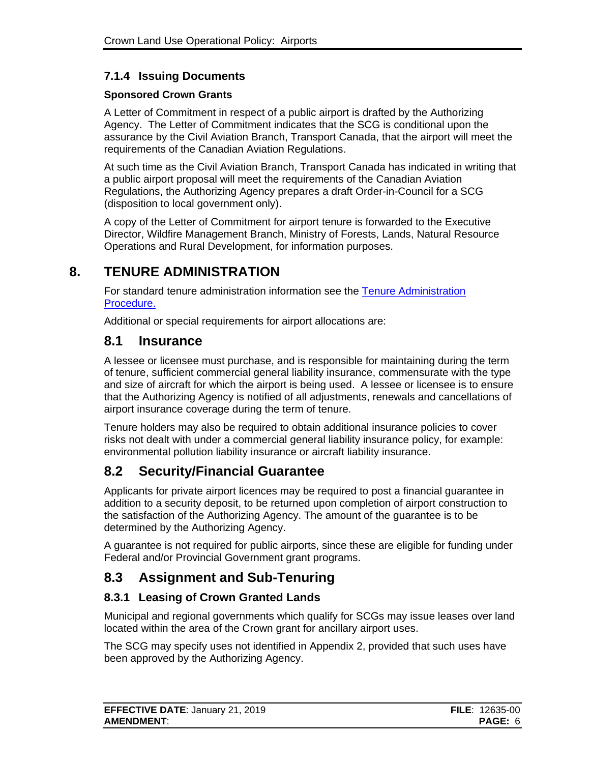#### 7.1.4 Issuing Documents

**Sponsored Crown Grants**

A Letter of Commitment in respect of a public airport is drafted by the Authorizing Agency. The Letter of Commitment indicates that the SCG is conditional upon the assurance by the Civil Aviation Branch, Transport Canada, that the airport will meet the requirements of the Canadian Aviation Regulations.

At such time as the Civil Aviation Branch, Transport Canada has indicated in writing that a public airport proposal will meet the requirements of the Canadian Aviation Regulations, the Authorizing Agency prepares a draft Order-in-Council for a SCG (disposition to local government only).

A copy of the Letter of Commitment for airport tenure is forwarded to the Executive Director, Wildfire Management Branch, Ministry of Forests, Lands, Natural Resource Operations and Rural Development, for information purposes.

# 8. TENURE ADMINISTRATION

For standard tenure administration information see the [Tenure Administration Procedure.]()

Additional or special requirements for airport allocations are:

## 8.1 Insurance

A lessee or licensee must purchase, and is responsible for maintaining during the term of tenure, sufficient commercial general liability insurance, commensurate with the type and size of aircraft for which the airport is being used. A lessee or licensee is to ensure that the Authorizing Agency is notified of all adjustments, renewals and cancellations of airport insurance coverage during the term of tenure.

Tenure holders may also be required to obtain additional insurance policies to cover risks not dealt with under a commercial general liability insurance policy, for example: environmental pollution liability insurance or aircraft liability insurance.

## 8.2 Security/Financial Guarantee

Applicants for private airport licences may be required to post a financial guarantee in addition to a security deposit, to be returned upon completion of airport construction to the satisfaction of the Authorizing Agency. The amount of the guarantee is to be determined by the Authorizing Agency.

A guarantee is not required for public airports, since these are eligible for funding under Federal and/or Provincial Government grant programs.

## 8.3 Assignment and Sub-Tenuring

### 8.3.1 Leasing of Crown Granted Lands

Municipal and regional governments which qualify for SCGs may issue leases over land located within the area of the Crown grant for ancillary airport uses.

The SCG may specify uses not identified in Appendix 2, provided that such uses have been approved by the Authorizing Agency.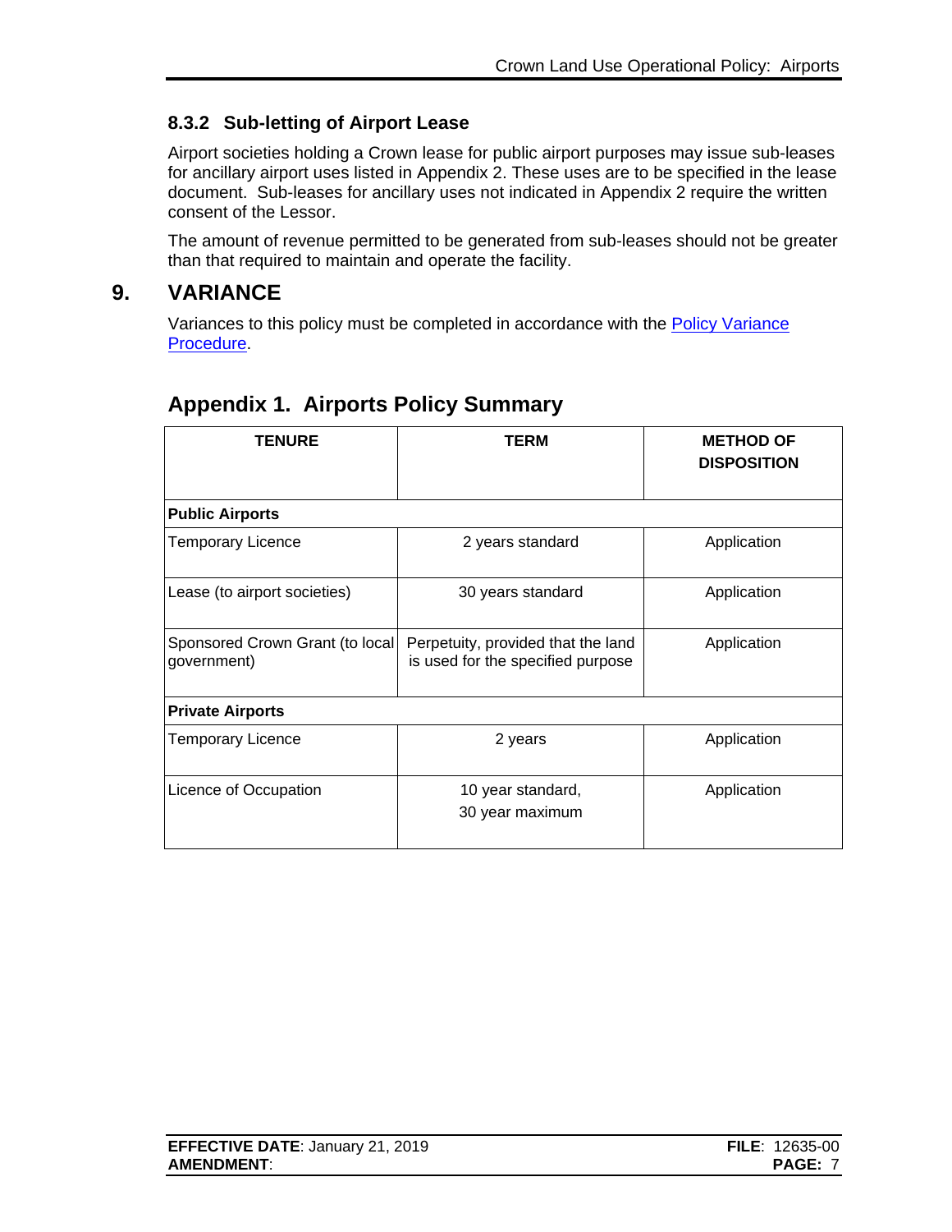### 8.3.2 Sub-letting of Airport Lease

Airport societies holding a Crown lease for public airport purposes may issue sub-leases for ancillary airport uses listed in Appendix 2. These uses are to be specified in the lease document. Sub-leases for ancillary uses not indicated in Appendix 2 require the written consent of the Lessor.

The amount of revenue permitted to be generated from sub-leases should not be greater than that required to maintain and operate the facility.

## 9. VARIANCE

Variances to this policy must be completed in accordance with the [Policy Variance Procedure](#).

## Appendix 1. Airports Policy Summary

| TENURE | TERM | METHOD OF DISPOSITION |
|---|---|---|
| **Public Airports** | | |
| Temporary Licence | 2 years standard | Application |
| Lease (to airport societies) | 30 years standard | Application |
| Sponsored Crown Grant (to local government) | Perpetuity, provided that the land is used for the specified purpose | Application |
| **Private Airports** | | |
| Temporary Licence | 2 years | Application |
| Licence of Occupation | 10 year standard, 30 year maximum | Application |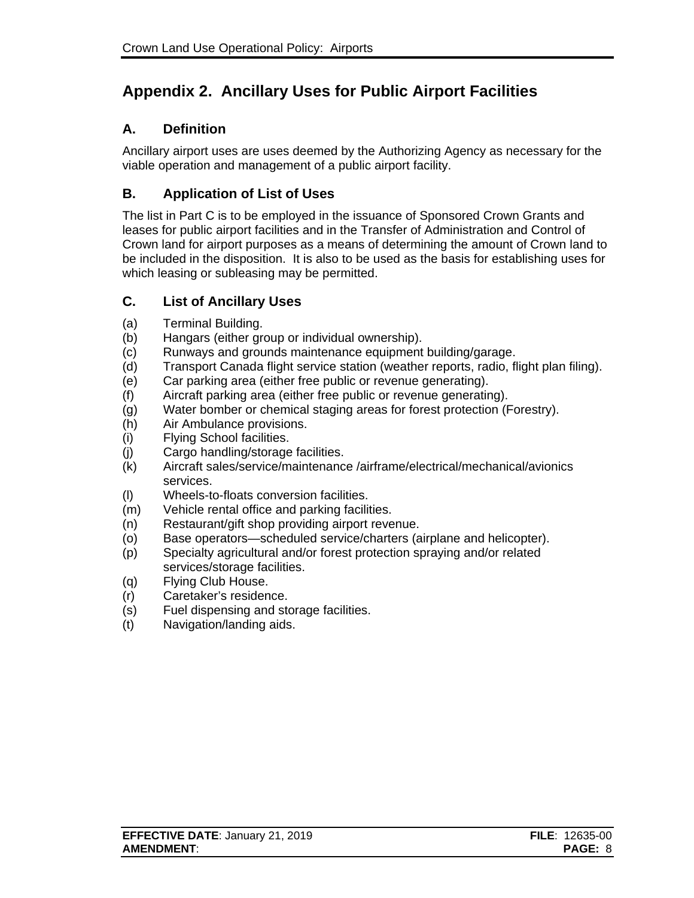## Appendix 2. Ancillary Uses for Public Airport Facilities

### A. Definition

Ancillary airport uses are uses deemed by the Authorizing Agency as necessary for the viable operation and management of a public airport facility.

### B. Application of List of Uses

The list in Part C is to be employed in the issuance of Sponsored Crown Grants and leases for public airport facilities and in the Transfer of Administration and Control of Crown land for airport purposes as a means of determining the amount of Crown land to be included in the disposition. It is also to be used as the basis for establishing uses for which leasing or subleasing may be permitted.

### C. List of Ancillary Uses

(a) Terminal Building.
(b) Hangars (either group or individual ownership).
(c) Runways and grounds maintenance equipment building/garage.
(d) Transport Canada flight service station (weather reports, radio, flight plan filing).
(e) Car parking area (either free public or revenue generating).
(f) Aircraft parking area (either free public or revenue generating).
(g) Water bomber or chemical staging areas for forest protection (Forestry).
(h) Air Ambulance provisions.
(i) Flying School facilities.
(j) Cargo handling/storage facilities.
(k) Aircraft sales/service/maintenance /airframe/electrical/mechanical/avionics services.
(l) Wheels-to-floats conversion facilities.
(m) Vehicle rental office and parking facilities.
(n) Restaurant/gift shop providing airport revenue.
(o) Base operators—scheduled service/charters (airplane and helicopter).
(p) Specialty agricultural and/or forest protection spraying and/or related services/storage facilities.
(q) Flying Club House.
(r) Caretaker’s residence.
(s) Fuel dispensing and storage facilities.
(t) Navigation/landing aids.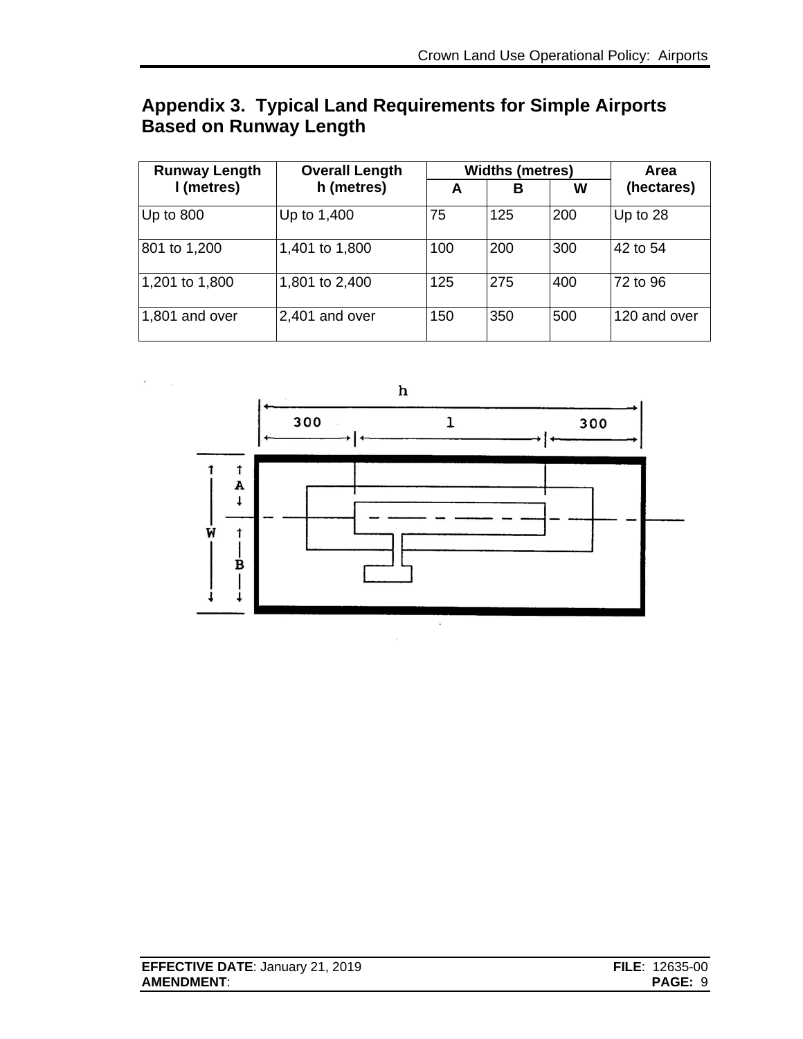## Appendix 3. Typical Land Requirements for Simple Airports Based on Runway Length

| Runway Length l (metres) | Overall Length h (metres) | Widths (metres) | | | Area (hectares) |
|---|---|---|---|---|---|
| | | A | B | W | |
| Up to 800 | Up to 1,400 | 75 | 125 | 200 | Up to 28 |
| 801 to 1,200 | 1,401 to 1,800 | 100 | 200 | 300 | 42 to 54 |
| 1,201 to 1,800 | 1,801 to 2,400 | 125 | 275 | 400 | 72 to 96 |
| 1,801 and over | 2,401 and over | 150 | 350 | 500 | 120 and over |

h

300

l

300

A

W

B